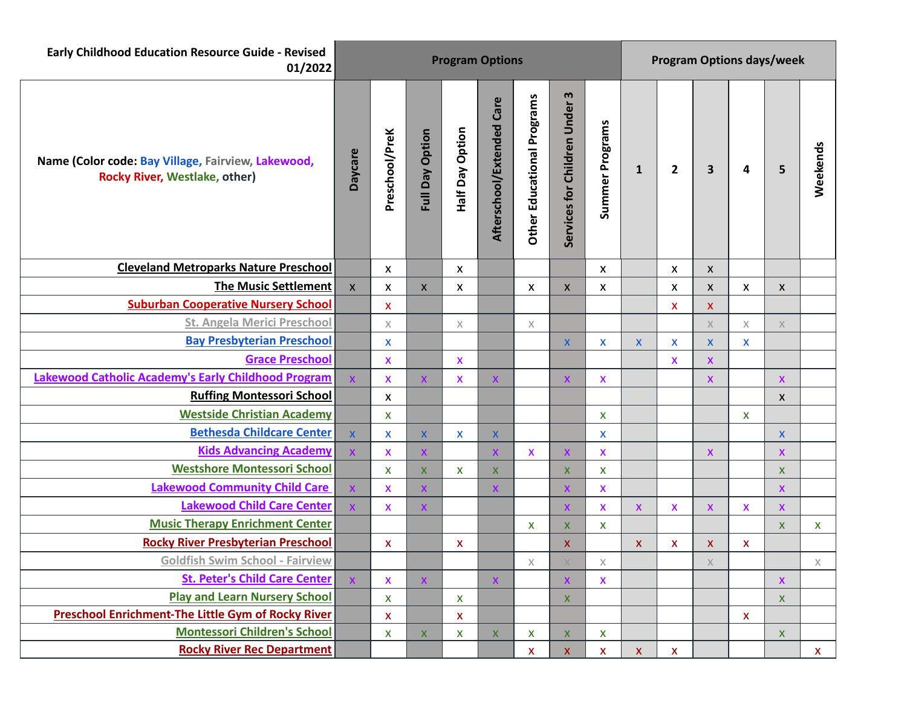| Early Childhood Education Resource Guide - Revised 01/2022 | Program Options | | | | | | | | Program Options days/week | | | | | |
|---|---|---|---|---|---|---|---|---|---|---|---|---|---|---|
| Name (Color code: Bay Village, Fairview, Lakewood, Rocky River, Westlake, other) | Daycare | Preschool/PreK | Full Day Option | Half Day Option | Afterschool/Extended Care | Other Educational Programs | Services for Children Under 3 | Summer Programs | 1 | 2 | 3 | 4 | 5 | Weekends |
| Cleveland Metroparks Nature Preschool | | x | | x | | | | x | | x | x | | | |
| The Music Settlement | x | x | x | x | | x | x | x | | x | x | x | x | |
| Suburban Cooperative Nursery School | | x | | | | | | | | x | x | | | |
| St. Angela Merici Preschool | | x | | x | | x | | | | | x | x | x | |
| Bay Presbyterian Preschool | | x | | | | | x | x | x | x | x | x | | |
| Grace Preschool | | x | | x | | | | | | x | x | | | |
| Lakewood Catholic Academy's Early Childhood Program | x | x | x | x | x | | x | x | | | x | | x | |
| Ruffing Montessori School | | x | | | | | | | | | | | x | |
| Westside Christian Academy | | x | | | | | | x | | | | x | | |
| Bethesda Childcare Center | x | x | x | x | x | | | x | | | | | x | |
| Kids Advancing Academy | x | x | x | | x | x | x | x | | | x | | x | |
| Westshore Montessori School | | x | x | x | x | | x | x | | | | | x | |
| Lakewood Community Child Care | x | x | x | | x | | x | x | | | | | x | |
| Lakewood Child Care Center | x | x | x | | | | x | x | x | x | x | x | x | |
| Music Therapy Enrichment Center | | | | | | x | x | x | | | | | x | x |
| Rocky River Presbyterian Preschool | | x | | x | | | x | | x | x | x | x | | |
| Goldfish Swim School - Fairview | | | | | | x | x | x | | | x | | | x |
| St. Peter's Child Care Center | x | x | x | | x | | x | x | | | | | x | |
| Play and Learn Nursery School | | x | | x | | | x | | | | | | x | |
| Preschool Enrichment-The Little Gym of Rocky River | | x | | x | | | | | | | | x | | |
| Montessori Children's School | | x | x | x | x | x | x | x | | | | | x | |
| Rocky River Rec Department | | | | | | x | x | x | x | x | | | | x |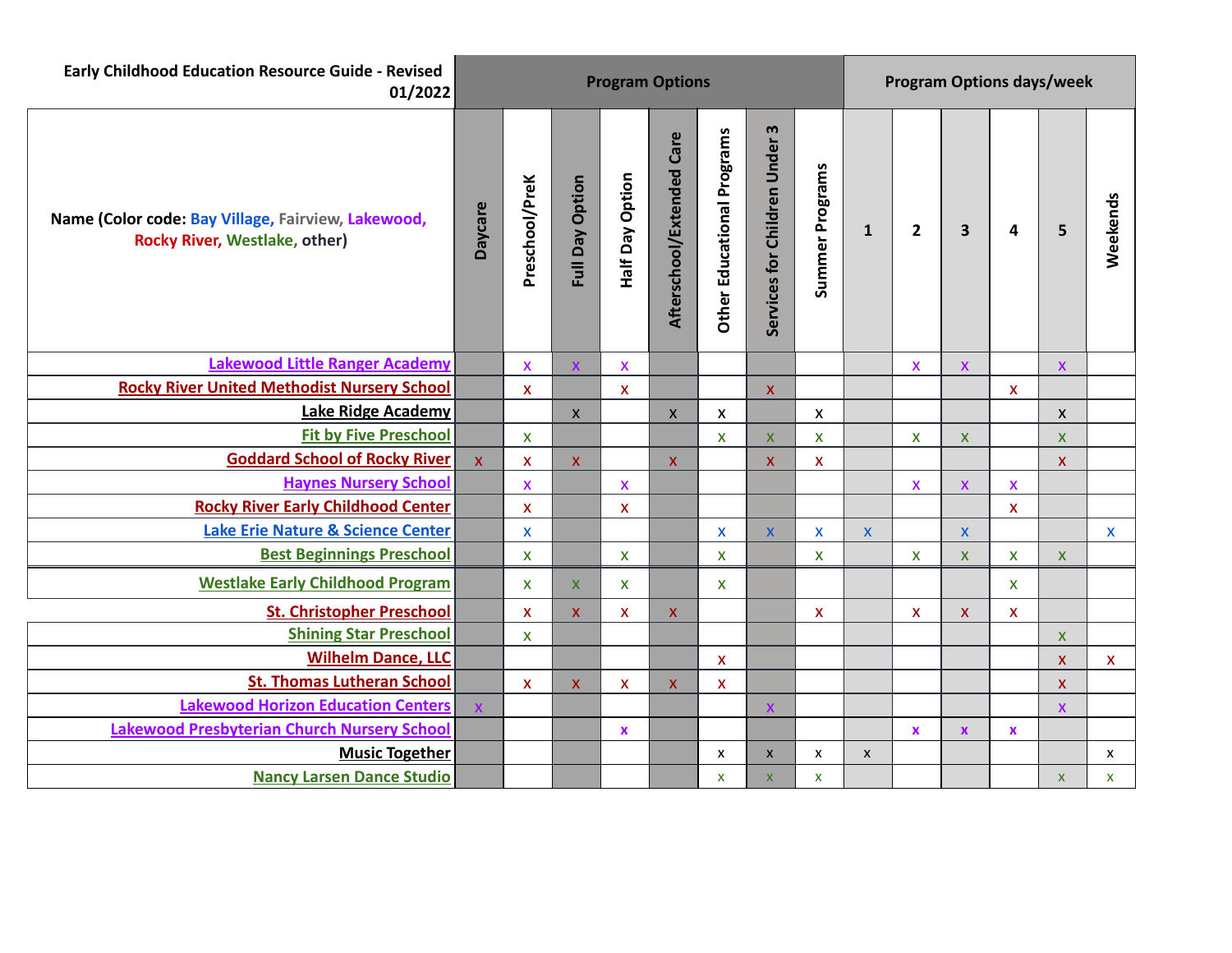| Early Childhood Education Resource Guide - Revised 01/2022 | Program Options | | | | | | | | Program Options days/week | | | | | |
|---|---|---|---|---|---|---|---|---|---|---|---|---|---|---|
| Name (Color code: Bay Village, Fairview, Lakewood, Rocky River, Westlake, other) | Daycare | Preschool/PreK | Full Day Option | Half Day Option | Afterschool/Extended Care | Other Educational Programs | Services for Children Under 3 | Summer Programs | 1 | 2 | 3 | 4 | 5 | Weekends |
| Lakewood Little Ranger Academy | | x | x | x | | | | | | x | x | | x | |
| Rocky River United Methodist Nursery School | | x | | x | | | x | | | | | x | | |
| Lake Ridge Academy | | | x | | x | x | | x | | | | | x | |
| Fit by Five Preschool | | x | | | | x | x | x | | x | x | | x | |
| Goddard School of Rocky River | x | x | x | | x | | x | x | | | | | x | |
| Haynes Nursery School | | x | | x | | | | | | x | x | x | | |
| Rocky River Early Childhood Center | | x | | x | | | | | | | | x | | |
| Lake Erie Nature & Science Center | | x | | | | x | x | x | x | | x | | | x |
| Best Beginnings Preschool | | x | | x | | x | | x | | x | x | x | x | |
| Westlake Early Childhood Program | | x | x | x | | x | | | | | | x | | |
| St. Christopher Preschool | | x | x | x | x | | | x | | x | x | x | | |
| Shining Star Preschool | | x | | | | | | | | | | | x | |
| Wilhelm Dance, LLC | | | | | | x | | | | | | | x | x |
| St. Thomas Lutheran School | | x | x | x | x | x | | | | | | | x | |
| Lakewood Horizon Education Centers | x | | | | | | x | | | | | | x | |
| Lakewood Presbyterian Church Nursery School | | | | x | | | | | | x | x | x | | |
| Music Together | | | | | | x | x | x | x | | | | | x |
| Nancy Larsen Dance Studio | | | | | | x | x | x | | | | | x | x |